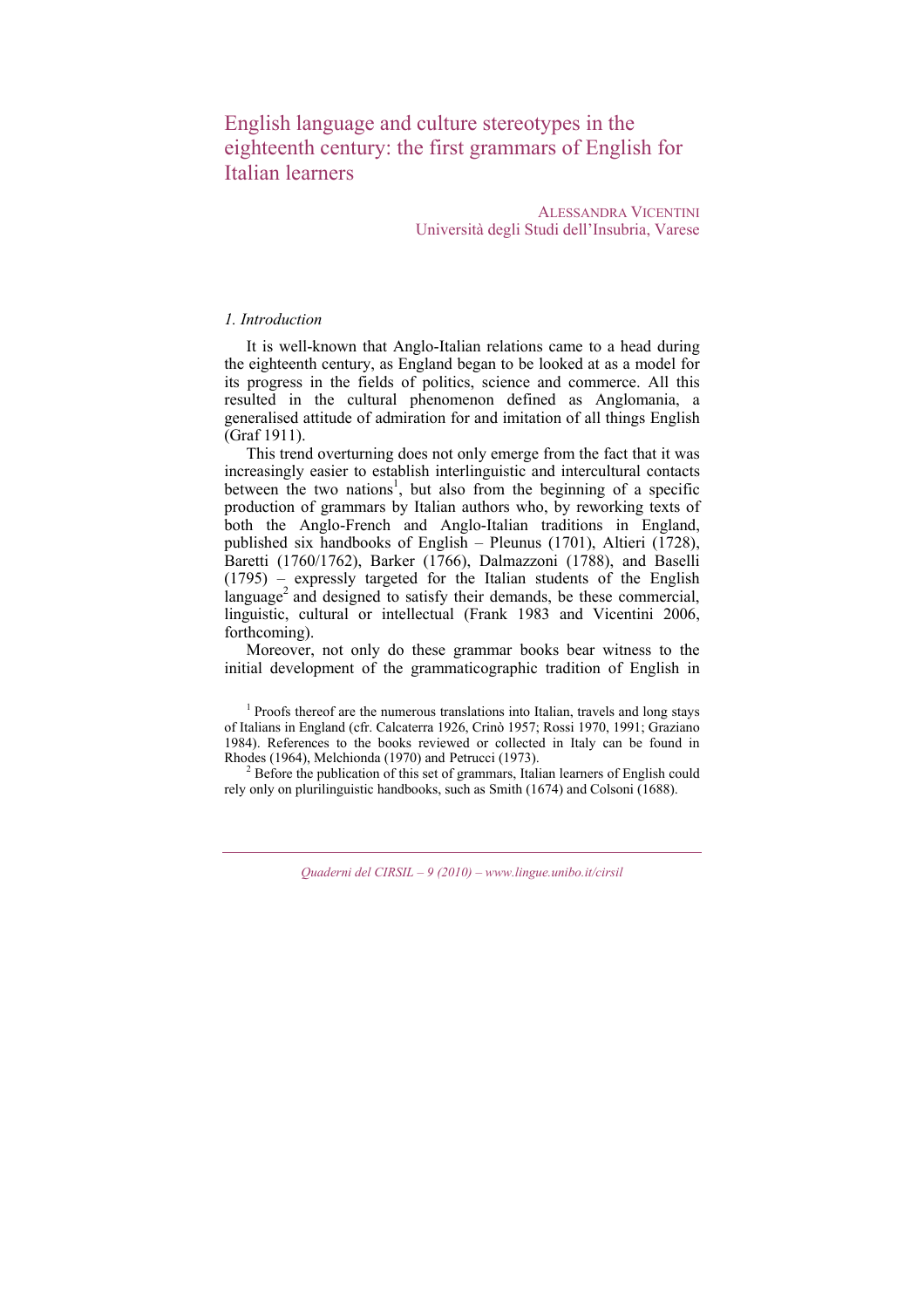# English language and culture stereotypes in the eighteenth century: the first grammars of English for Italian learners

ALESSANDRA VICENTINI
Università degli Studi dell'Insubria, Varese

## *1. Introduction*

It is well-known that Anglo-Italian relations came to a head during the eighteenth century, as England began to be looked at as a model for its progress in the fields of politics, science and commerce. All this resulted in the cultural phenomenon defined as Anglomania, a generalised attitude of admiration for and imitation of all things English (Graf 1911).

This trend overturning does not only emerge from the fact that it was increasingly easier to establish interlinguistic and intercultural contacts between the two nations[1], but also from the beginning of a specific production of grammars by Italian authors who, by reworking texts of both the Anglo-French and Anglo-Italian traditions in England, published six handbooks of English – Pleunus (1701), Altieri (1728), Baretti (1760/1762), Barker (1766), Dalmazzoni (1788), and Baselli (1795) – expressly targeted for the Italian students of the English language[2] and designed to satisfy their demands, be these commercial, linguistic, cultural or intellectual (Frank 1983 and Vicentini 2006, forthcoming).

Moreover, not only do these grammar books bear witness to the initial development of the grammaticographic tradition of English in

[1] Proofs thereof are the numerous translations into Italian, travels and long stays of Italians in England (cfr. Calcaterra 1926, Crinò 1957; Rossi 1970, 1991; Graziano 1984). References to the books reviewed or collected in Italy can be found in Rhodes (1964), Melchionda (1970) and Petrucci (1973).

[2] Before the publication of this set of grammars, Italian learners of English could rely only on plurilinguistic handbooks, such as Smith (1674) and Colsoni (1688).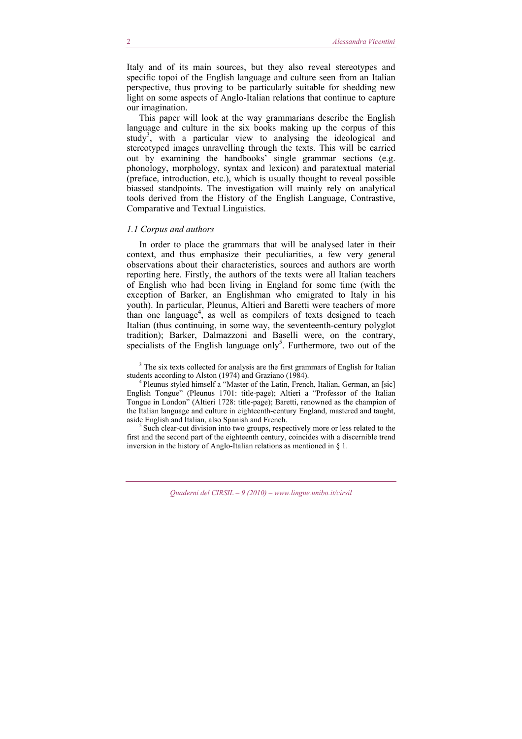Italy and of its main sources, but they also reveal stereotypes and specific topoi of the English language and culture seen from an Italian perspective, thus proving to be particularly suitable for shedding new light on some aspects of Anglo-Italian relations that continue to capture our imagination.

This paper will look at the way grammarians describe the English language and culture in the six books making up the corpus of this study[3], with a particular view to analysing the ideological and stereotyped images unravelling through the texts. This will be carried out by examining the handbooks' single grammar sections (e.g. phonology, morphology, syntax and lexicon) and paratextual material (preface, introduction, etc.), which is usually thought to reveal possible biassed standpoints. The investigation will mainly rely on analytical tools derived from the History of the English Language, Contrastive, Comparative and Textual Linguistics.

### *1.1 Corpus and authors*

In order to place the grammars that will be analysed later in their context, and thus emphasize their peculiarities, a few very general observations about their characteristics, sources and authors are worth reporting here. Firstly, the authors of the texts were all Italian teachers of English who had been living in England for some time (with the exception of Barker, an Englishman who emigrated to Italy in his youth). In particular, Pleunus, Altieri and Baretti were teachers of more than one language[4], as well as compilers of texts designed to teach Italian (thus continuing, in some way, the seventeenth-century polyglot tradition); Barker, Dalmazzoni and Baselli were, on the contrary, specialists of the English language only[5]. Furthermore, two out of the

---

[3] The six texts collected for analysis are the first grammars of English for Italian students according to Alston (1974) and Graziano (1984).

[4] Pleunus styled himself a "Master of the Latin, French, Italian, German, an [sic] English Tongue" (Pleunus 1701: title-page); Altieri a "Professor of the Italian Tongue in London" (Altieri 1728: title-page); Baretti, renowned as the champion of the Italian language and culture in eighteenth-century England, mastered and taught, aside English and Italian, also Spanish and French.

[5] Such clear-cut division into two groups, respectively more or less related to the first and the second part of the eighteenth century, coincides with a discernible trend inversion in the history of Anglo-Italian relations as mentioned in § 1.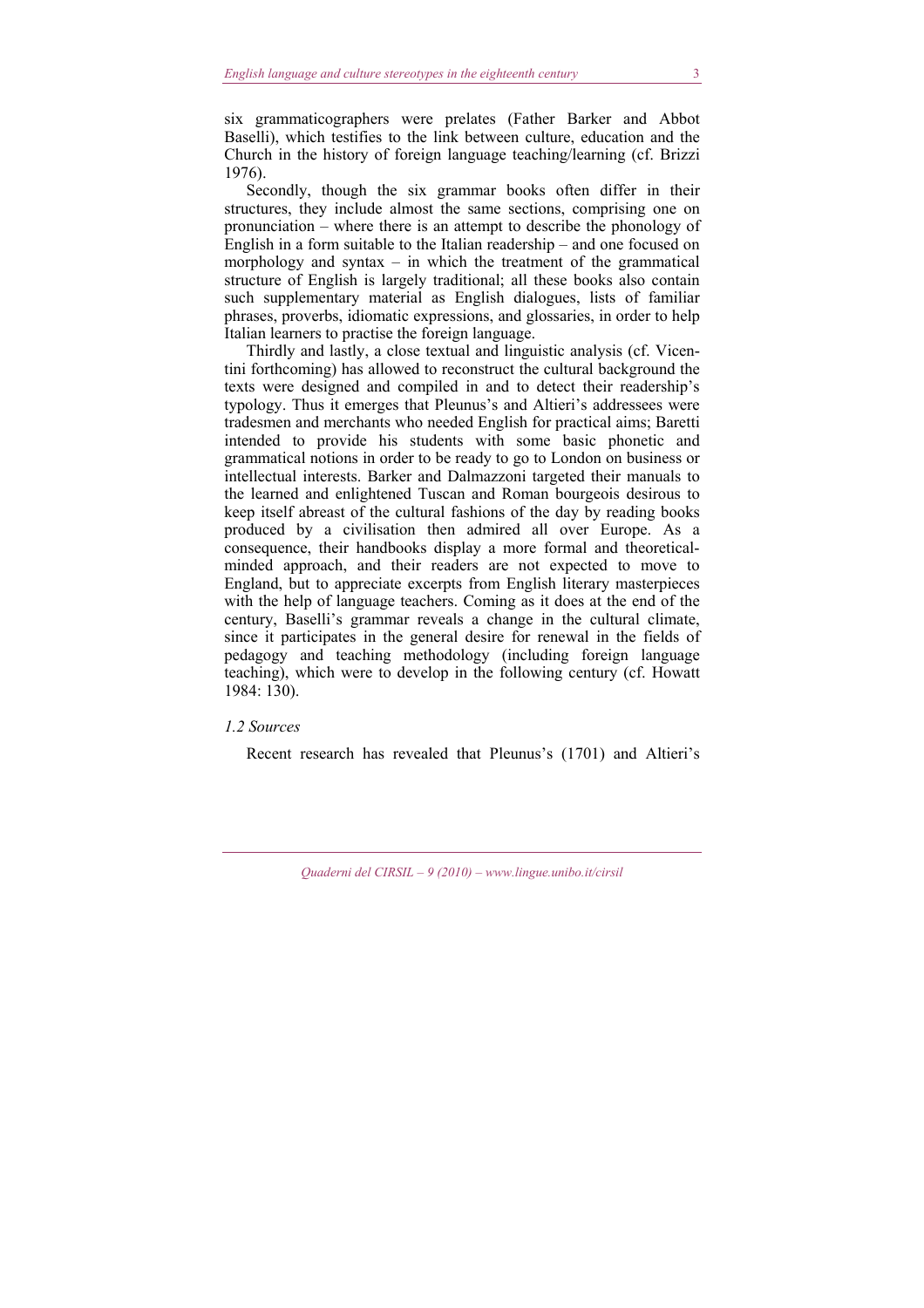six grammaticographers were prelates (Father Barker and Abbot Baselli), which testifies to the link between culture, education and the Church in the history of foreign language teaching/learning (cf. Brizzi 1976).

Secondly, though the six grammar books often differ in their structures, they include almost the same sections, comprising one on pronunciation – where there is an attempt to describe the phonology of English in a form suitable to the Italian readership – and one focused on morphology and syntax – in which the treatment of the grammatical structure of English is largely traditional; all these books also contain such supplementary material as English dialogues, lists of familiar phrases, proverbs, idiomatic expressions, and glossaries, in order to help Italian learners to practise the foreign language.

Thirdly and lastly, a close textual and linguistic analysis (cf. Vicentini forthcoming) has allowed to reconstruct the cultural background the texts were designed and compiled in and to detect their readership's typology. Thus it emerges that Pleunus's and Altieri's addressees were tradesmen and merchants who needed English for practical aims; Baretti intended to provide his students with some basic phonetic and grammatical notions in order to be ready to go to London on business or intellectual interests. Barker and Dalmazzoni targeted their manuals to the learned and enlightened Tuscan and Roman bourgeois desirous to keep itself abreast of the cultural fashions of the day by reading books produced by a civilisation then admired all over Europe. As a consequence, their handbooks display a more formal and theoretical-minded approach, and their readers are not expected to move to England, but to appreciate excerpts from English literary masterpieces with the help of language teachers. Coming as it does at the end of the century, Baselli's grammar reveals a change in the cultural climate, since it participates in the general desire for renewal in the fields of pedagogy and teaching methodology (including foreign language teaching), which were to develop in the following century (cf. Howatt 1984: 130).

### *1.2 Sources*

Recent research has revealed that Pleunus's (1701) and Altieri's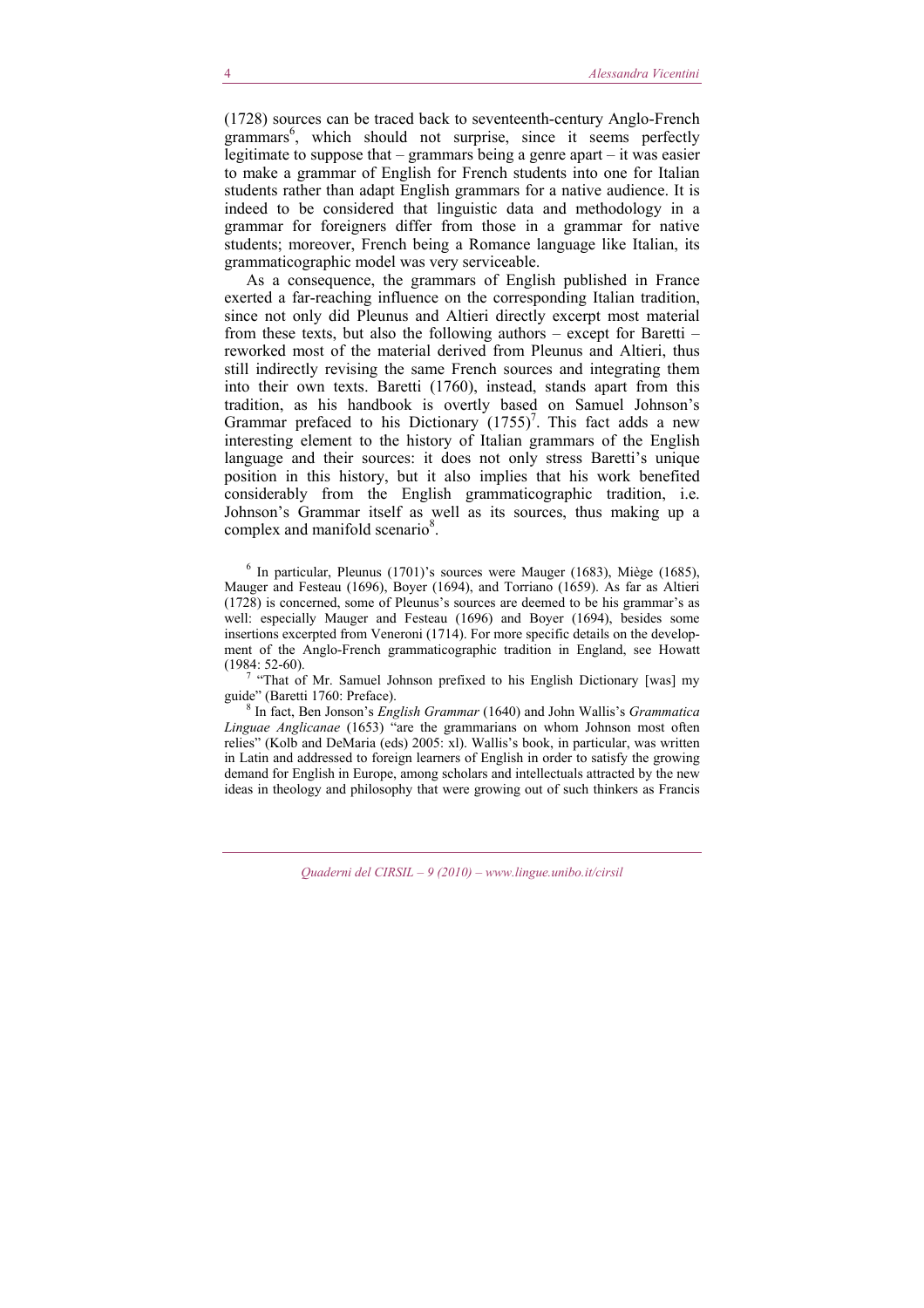(1728) sources can be traced back to seventeenth-century Anglo-French grammars[6], which should not surprise, since it seems perfectly legitimate to suppose that – grammars being a genre apart – it was easier to make a grammar of English for French students into one for Italian students rather than adapt English grammars for a native audience. It is indeed to be considered that linguistic data and methodology in a grammar for foreigners differ from those in a grammar for native students; moreover, French being a Romance language like Italian, its grammaticographic model was very serviceable.

As a consequence, the grammars of English published in France exerted a far-reaching influence on the corresponding Italian tradition, since not only did Pleunus and Altieri directly excerpt most material from these texts, but also the following authors – except for Baretti – reworked most of the material derived from Pleunus and Altieri, thus still indirectly revising the same French sources and integrating them into their own texts. Baretti (1760), instead, stands apart from this tradition, as his handbook is overtly based on Samuel Johnson's Grammar prefaced to his Dictionary (1755)[7]. This fact adds a new interesting element to the history of Italian grammars of the English language and their sources: it does not only stress Baretti's unique position in this history, but it also implies that his work benefited considerably from the English grammaticographic tradition, i.e. Johnson's Grammar itself as well as its sources, thus making up a complex and manifold scenario[8].

[6] In particular, Pleunus (1701)'s sources were Mauger (1683), Miège (1685), Mauger and Festeau (1696), Boyer (1694), and Torriano (1659). As far as Altieri (1728) is concerned, some of Pleunus's sources are deemed to be his grammar's as well: especially Mauger and Festeau (1696) and Boyer (1694), besides some insertions excerpted from Veneroni (1714). For more specific details on the development of the Anglo-French grammaticographic tradition in England, see Howatt (1984: 52-60).

[7] "That of Mr. Samuel Johnson prefixed to his English Dictionary [was] my guide" (Baretti 1760: Preface).

[8] In fact, Ben Jonson's *English Grammar* (1640) and John Wallis's *Grammatica Linguae Anglicanae* (1653) "are the grammarians on whom Johnson most often relies" (Kolb and DeMaria (eds) 2005: xl). Wallis's book, in particular, was written in Latin and addressed to foreign learners of English in order to satisfy the growing demand for English in Europe, among scholars and intellectuals attracted by the new ideas in theology and philosophy that were growing out of such thinkers as Francis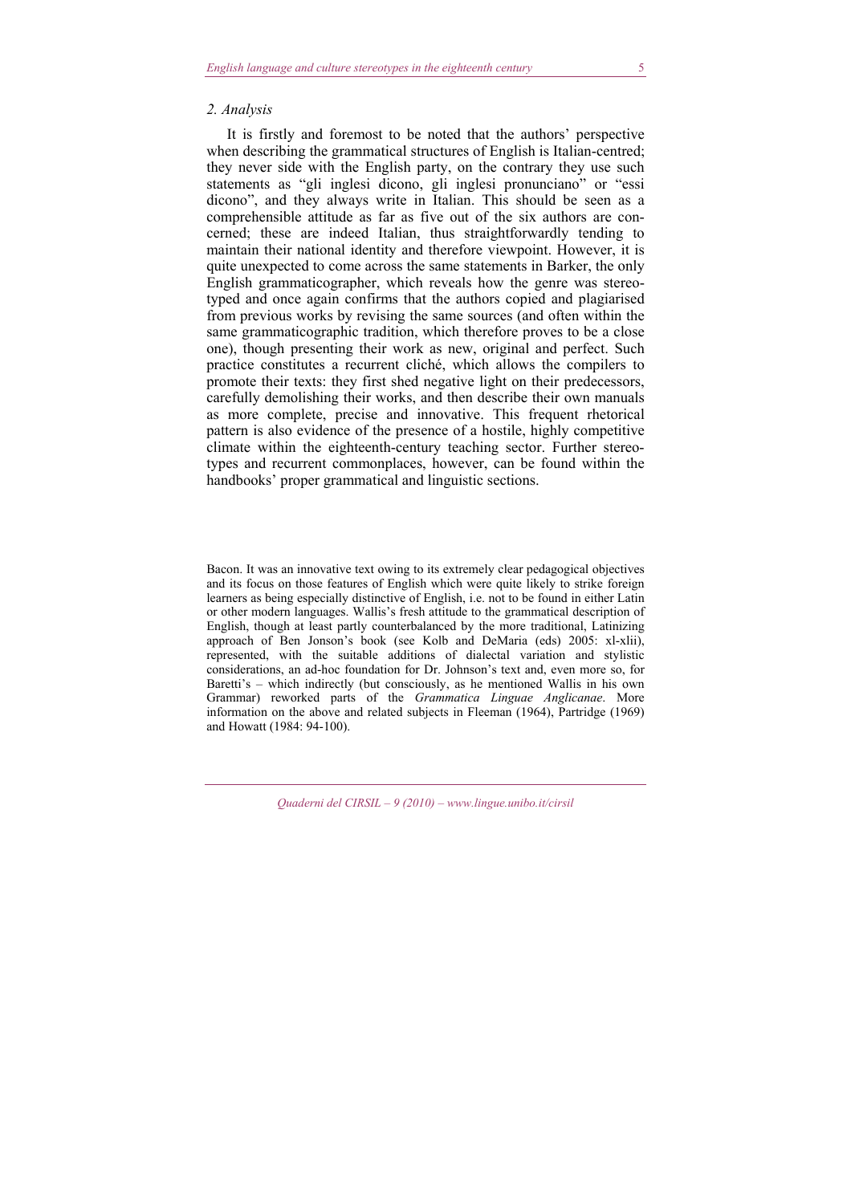## 2. Analysis

It is firstly and foremost to be noted that the authors' perspective when describing the grammatical structures of English is Italian-centred; they never side with the English party, on the contrary they use such statements as "gli inglesi dicono, gli inglesi pronunciano" or "essi dicono", and they always write in Italian. This should be seen as a comprehensible attitude as far as five out of the six authors are concerned; these are indeed Italian, thus straightforwardly tending to maintain their national identity and therefore viewpoint. However, it is quite unexpected to come across the same statements in Barker, the only English grammaticographer, which reveals how the genre was stereotyped and once again confirms that the authors copied and plagiarised from previous works by revising the same sources (and often within the same grammaticographic tradition, which therefore proves to be a close one), though presenting their work as new, original and perfect. Such practice constitutes a recurrent cliché, which allows the compilers to promote their texts: they first shed negative light on their predecessors, carefully demolishing their works, and then describe their own manuals as more complete, precise and innovative. This frequent rhetorical pattern is also evidence of the presence of a hostile, highly competitive climate within the eighteenth-century teaching sector. Further stereotypes and recurrent commonplaces, however, can be found within the handbooks' proper grammatical and linguistic sections.

Bacon. It was an innovative text owing to its extremely clear pedagogical objectives and its focus on those features of English which were quite likely to strike foreign learners as being especially distinctive of English, i.e. not to be found in either Latin or other modern languages. Wallis's fresh attitude to the grammatical description of English, though at least partly counterbalanced by the more traditional, Latinizing approach of Ben Jonson's book (see Kolb and DeMaria (eds) 2005: xl-xlii), represented, with the suitable additions of dialectal variation and stylistic considerations, an ad-hoc foundation for Dr. Johnson's text and, even more so, for Baretti's – which indirectly (but consciously, as he mentioned Wallis in his own Grammar) reworked parts of the *Grammatica Linguae Anglicanae*. More information on the above and related subjects in Fleeman (1964), Partridge (1969) and Howatt (1984: 94-100).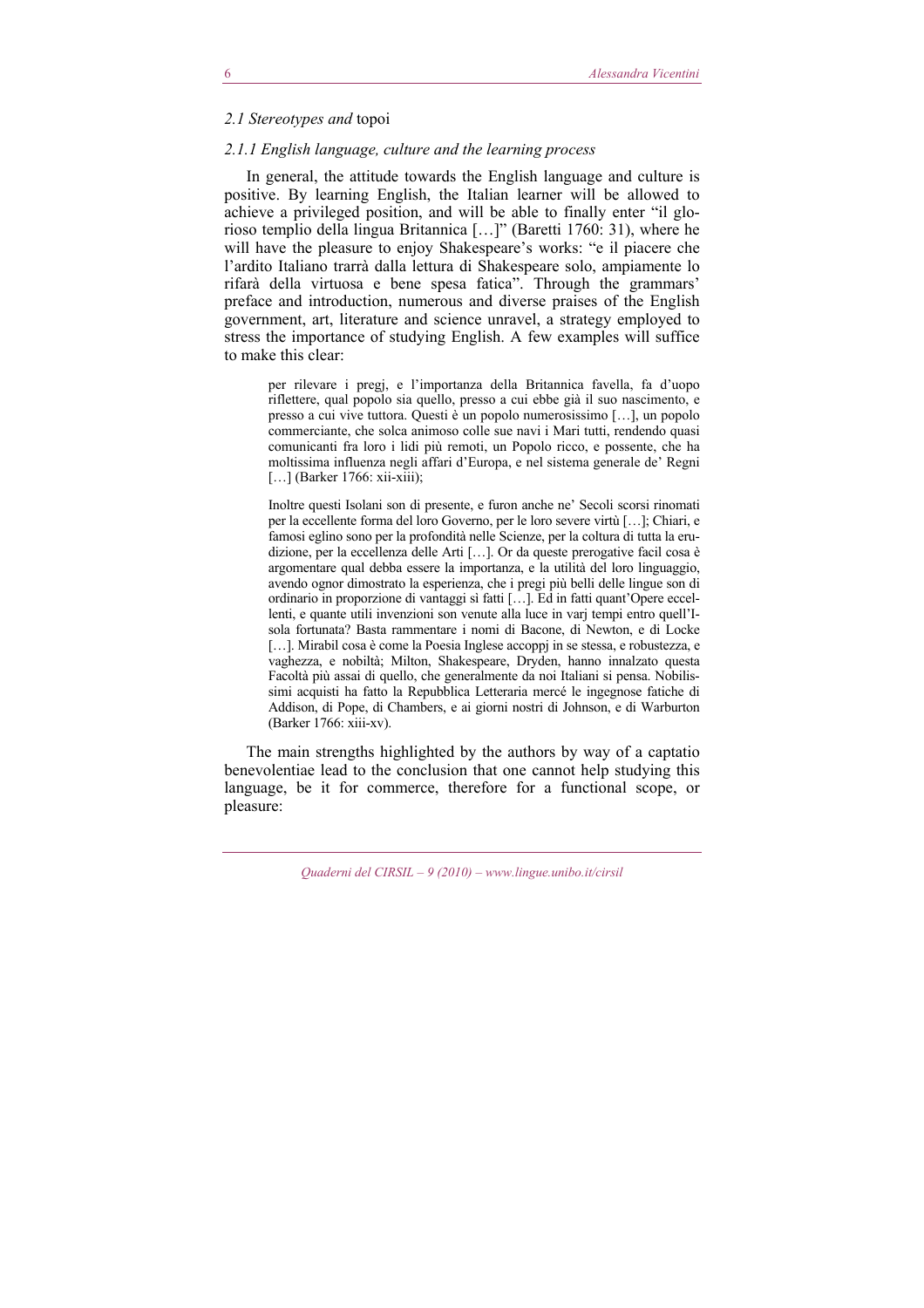### *2.1 Stereotypes and* topoi

#### *2.1.1 English language, culture and the learning process*

In general, the attitude towards the English language and culture is positive. By learning English, the Italian learner will be allowed to achieve a privileged position, and will be able to finally enter "il glorioso templio della lingua Britannica […]" (Baretti 1760: 31), where he will have the pleasure to enjoy Shakespeare's works: "e il piacere che l'ardito Italiano trarrà dalla lettura di Shakespeare solo, ampiamente lo rifarà della virtuosa e bene spesa fatica". Through the grammars' preface and introduction, numerous and diverse praises of the English government, art, literature and science unravel, a strategy employed to stress the importance of studying English. A few examples will suffice to make this clear:

> per rilevare i pregj, e l'importanza della Britannica favella, fa d'uopo riflettere, qual popolo sia quello, presso a cui ebbe già il suo nascimento, e presso a cui vive tuttora. Questi è un popolo numerosissimo […], un popolo commerciante, che solca animoso colle sue navi i Mari tutti, rendendo quasi comunicanti fra loro i lidi più remoti, un Popolo ricco, e possente, che ha moltissima influenza negli affari d'Europa, e nel sistema generale de' Regni […] (Barker 1766: xii-xiii);

> Inoltre questi Isolani son di presente, e furon anche ne' Secoli scorsi rinomati per la eccellente forma del loro Governo, per le loro severe virtù […]; Chiari, e famosi eglino sono per la profondità nelle Scienze, per la coltura di tutta la erudizione, per la eccellenza delle Arti […]. Or da queste prerogative facil cosa è argomentare qual debba essere la importanza, e la utilità del loro linguaggio, avendo ognor dimostrato la esperienza, che i pregi più belli delle lingue son di ordinario in proporzione di vantaggi sì fatti […]. Ed in fatti quant'Opere eccellenti, e quante utili invenzioni son venute alla luce in varj tempi entro quell'Isola fortunata? Basta rammentare i nomi di Bacone, di Newton, e di Locke […]. Mirabil cosa è come la Poesia Inglese accoppj in se stessa, e robustezza, e vaghezza, e nobiltà; Milton, Shakespeare, Dryden, hanno innalzato questa Facoltà più assai di quello, che generalmente da noi Italiani si pensa. Nobilissimi acquisti ha fatto la Repubblica Letteraria mercé le ingegnose fatiche di Addison, di Pope, di Chambers, e ai giorni nostri di Johnson, e di Warburton (Barker 1766: xiii-xv).

The main strengths highlighted by the authors by way of a captatio benevolentiae lead to the conclusion that one cannot help studying this language, be it for commerce, therefore for a functional scope, or pleasure: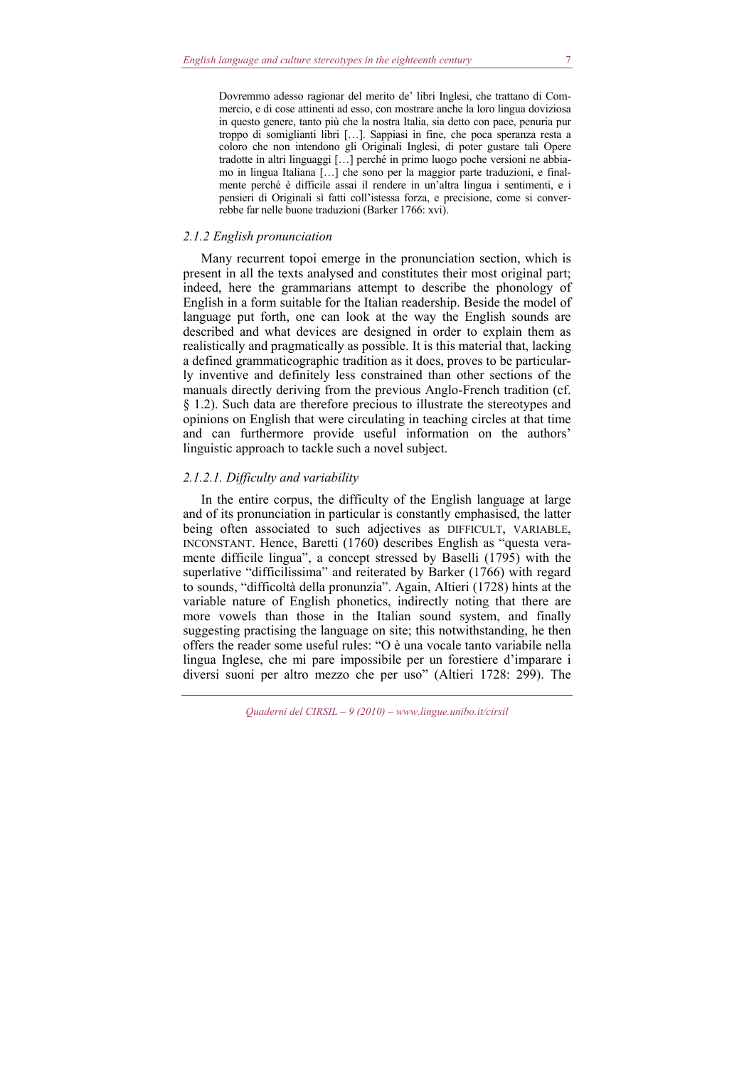> Dovremmo adesso ragionar del merito de' libri Inglesi, che trattano di Commercio, e di cose attinenti ad esso, con mostrare anche la loro lingua doviziosa in questo genere, tanto più che la nostra Italia, sia detto con pace, penuria pur troppo di somiglianti libri […]. Sappiasi in fine, che poca speranza resta a coloro che non intendono gli Originali Inglesi, di poter gustare tali Opere tradotte in altri linguaggi […] perché in primo luogo poche versioni ne abbiamo in lingua Italiana […] che sono per la maggior parte traduzioni, e finalmente perché è difficile assai il rendere in un'altra lingua i sentimenti, e i pensieri di Originali sì fatti coll'istessa forza, e precisione, come si converrebbe far nelle buone traduzioni (Barker 1766: xvi).

### *2.1.2 English pronunciation*

Many recurrent topoi emerge in the pronunciation section, which is present in all the texts analysed and constitutes their most original part; indeed, here the grammarians attempt to describe the phonology of English in a form suitable for the Italian readership. Beside the model of language put forth, one can look at the way the English sounds are described and what devices are designed in order to explain them as realistically and pragmatically as possible. It is this material that, lacking a defined grammaticographic tradition as it does, proves to be particularly inventive and definitely less constrained than other sections of the manuals directly deriving from the previous Anglo-French tradition (cf. § 1.2). Such data are therefore precious to illustrate the stereotypes and opinions on English that were circulating in teaching circles at that time and can furthermore provide useful information on the authors' linguistic approach to tackle such a novel subject.

#### *2.1.2.1. Difficulty and variability*

In the entire corpus, the difficulty of the English language at large and of its pronunciation in particular is constantly emphasised, the latter being often associated to such adjectives as DIFFICULT, VARIABLE, INCONSTANT. Hence, Baretti (1760) describes English as "questa veramente difficile lingua", a concept stressed by Baselli (1795) with the superlative "difficilissima" and reiterated by Barker (1766) with regard to sounds, "difficoltà della pronunzia". Again, Altieri (1728) hints at the variable nature of English phonetics, indirectly noting that there are more vowels than those in the Italian sound system, and finally suggesting practising the language on site; this notwithstanding, he then offers the reader some useful rules: "O è una vocale tanto variabile nella lingua Inglese, che mi pare impossibile per un forestiere d'imparare i diversi suoni per altro mezzo che per uso" (Altieri 1728: 299). The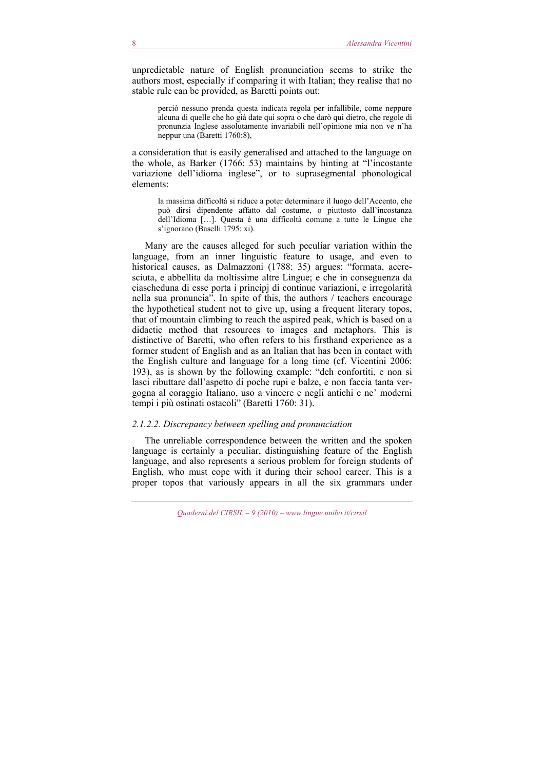unpredictable nature of English pronunciation seems to strike the authors most, especially if comparing it with Italian; they realise that no stable rule can be provided, as Baretti points out:

> perciò nessuno prenda questa indicata regola per infallibile, come neppure alcuna di quelle che ho già date qui sopra o che darò qui dietro, che regole di pronunzia Inglese assolutamente invariabili nell'opinione mia non ve n'ha neppur una (Baretti 1760:8),

a consideration that is easily generalised and attached to the language on the whole, as Barker (1766: 53) maintains by hinting at "l'incostante variazione dell'idioma inglese", or to suprasegmental phonological elements:

> la massima difficoltà si riduce a poter determinare il luogo dell'Accento, che può dirsi dipendente affatto dal costume, o piuttosto dall'incostanza dell'Idioma […]. Questa è una difficoltà comune a tutte le Lingue che s'ignorano (Baselli 1795: xi).

Many are the causes alleged for such peculiar variation within the language, from an inner linguistic feature to usage, and even to historical causes, as Dalmazzoni (1788: 35) argues: "formata, accresciuta, e abbellita da moltissime altre Lingue; e che in conseguenza da ciascheduna di esse porta i principj di continue variazioni, e irregolarità nella sua pronuncia". In spite of this, the authors / teachers encourage the hypothetical student not to give up, using a frequent literary topos, that of mountain climbing to reach the aspired peak, which is based on a didactic method that resources to images and metaphors. This is distinctive of Baretti, who often refers to his firsthand experience as a former student of English and as an Italian that has been in contact with the English culture and language for a long time (cf. Vicentini 2006: 193), as is shown by the following example: "deh confortiti, e non si lasci ributtare dall'aspetto di poche rupi e balze, e non faccia tanta vergogna al coraggio Italiano, uso a vincere e negli antichi e ne' moderni tempi i più ostinati ostacoli" (Baretti 1760: 31).

#### *2.1.2.2. Discrepancy between spelling and pronunciation*

The unreliable correspondence between the written and the spoken language is certainly a peculiar, distinguishing feature of the English language, and also represents a serious problem for foreign students of English, who must cope with it during their school career. This is a proper topos that variously appears in all the six grammars under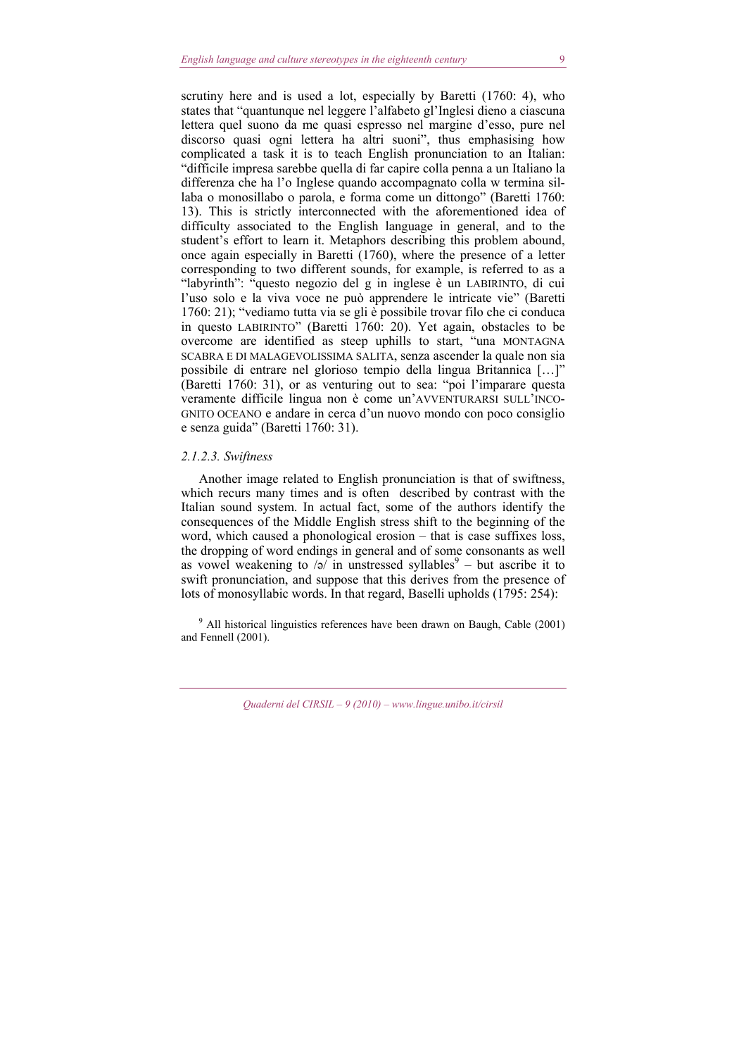scrutiny here and is used a lot, especially by Baretti (1760: 4), who states that "quantunque nel leggere l'alfabeto gl'Inglesi dieno a ciascuna lettera quel suono da me quasi espresso nel margine d'esso, pure nel discorso quasi ogni lettera ha altri suoni", thus emphasising how complicated a task it is to teach English pronunciation to an Italian: "difficile impresa sarebbe quella di far capire colla penna a un Italiano la differenza che ha l'o Inglese quando accompagnato colla w termina sillaba o monosillabo o parola, e forma come un dittongo" (Baretti 1760: 13). This is strictly interconnected with the aforementioned idea of difficulty associated to the English language in general, and to the student's effort to learn it. Metaphors describing this problem abound, once again especially in Baretti (1760), where the presence of a letter corresponding to two different sounds, for example, is referred to as a "labyrinth": "questo negozio del g in inglese è un LABIRINTO, di cui l'uso solo e la viva voce ne può apprendere le intricate vie" (Baretti 1760: 21); "vediamo tutta via se gli è possibile trovar filo che ci conduca in questo LABIRINTO" (Baretti 1760: 20). Yet again, obstacles to be overcome are identified as steep uphills to start, "una MONTAGNA SCABRA E DI MALAGEVOLISSIMA SALITA, senza ascender la quale non sia possibile di entrare nel glorioso tempio della lingua Britannica […]" (Baretti 1760: 31), or as venturing out to sea: "poi l'imparare questa veramente difficile lingua non è come un'AVVENTURARSI SULL'INCOGNITO OCEANO e andare in cerca d'un nuovo mondo con poco consiglio e senza guida" (Baretti 1760: 31).

#### *2.1.2.3. Swiftness*

Another image related to English pronunciation is that of swiftness, which recurs many times and is often described by contrast with the Italian sound system. In actual fact, some of the authors identify the consequences of the Middle English stress shift to the beginning of the word, which caused a phonological erosion – that is case suffixes loss, the dropping of word endings in general and of some consonants as well as vowel weakening to /ə/ in unstressed syllables[9] – but ascribe it to swift pronunciation, and suppose that this derives from the presence of lots of monosyllabic words. In that regard, Baselli upholds (1795: 254):

[9] All historical linguistics references have been drawn on Baugh, Cable (2001) and Fennell (2001).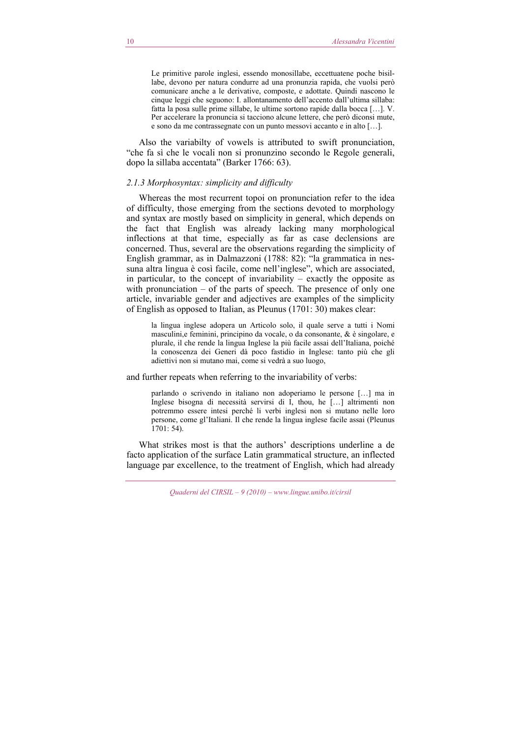> Le primitive parole inglesi, essendo monosillabe, eccettuatene poche bisillabe, devono per natura condurre ad una pronunzia rapida, che vuolsi però comunicare anche a le derivative, composte, e adottate. Quindi nascono le cinque leggi che seguono: I. allontanamento dell'accento dall'ultima sillaba: fatta la posa sulle prime sillabe, le ultime sortono rapide dalla bocca […]. V. Per accelerare la pronuncia si tacciono alcune lettere, che però diconsi mute, e sono da me contrassegnate con un punto messovi accanto e in alto […].

Also the variabilty of vowels is attributed to swift pronunciation, "che fa sì che le vocali non si pronunzino secondo le Regole generali, dopo la sillaba accentata" (Barker 1766: 63).

### *2.1.3 Morphosyntax: simplicity and difficulty*

Whereas the most recurrent topoi on pronunciation refer to the idea of difficulty, those emerging from the sections devoted to morphology and syntax are mostly based on simplicity in general, which depends on the fact that English was already lacking many morphological inflections at that time, especially as far as case declensions are concerned. Thus, several are the observations regarding the simplicity of English grammar, as in Dalmazzoni (1788: 82): "la grammatica in nessuna altra lingua è così facile, come nell'inglese", which are associated, in particular, to the concept of invariability – exactly the opposite as with pronunciation – of the parts of speech. The presence of only one article, invariable gender and adjectives are examples of the simplicity of English as opposed to Italian, as Pleunus (1701: 30) makes clear:

> la lingua inglese adopera un Articolo solo, il quale serve a tutti i Nomi masculini,e feminini, principino da vocale, o da consonante, & è singolare, e plurale, il che rende la lingua Inglese la più facile assai dell'Italiana, poiché la conoscenza dei Generi dà poco fastidio in Inglese: tanto più che gli adiettivi non si mutano mai, come si vedrà a suo luogo,

and further repeats when referring to the invariability of verbs:

> parlando o scrivendo in italiano non adoperiamo le persone […] ma in Inglese bisogna di necessità servirsi di I, thou, he […] altrimenti non potremmo essere intesi perché li verbi inglesi non si mutano nelle loro persone, come gl'Italiani. Il che rende la lingua inglese facile assai (Pleunus 1701: 54).

What strikes most is that the authors' descriptions underline a de facto application of the surface Latin grammatical structure, an inflected language par excellence, to the treatment of English, which had already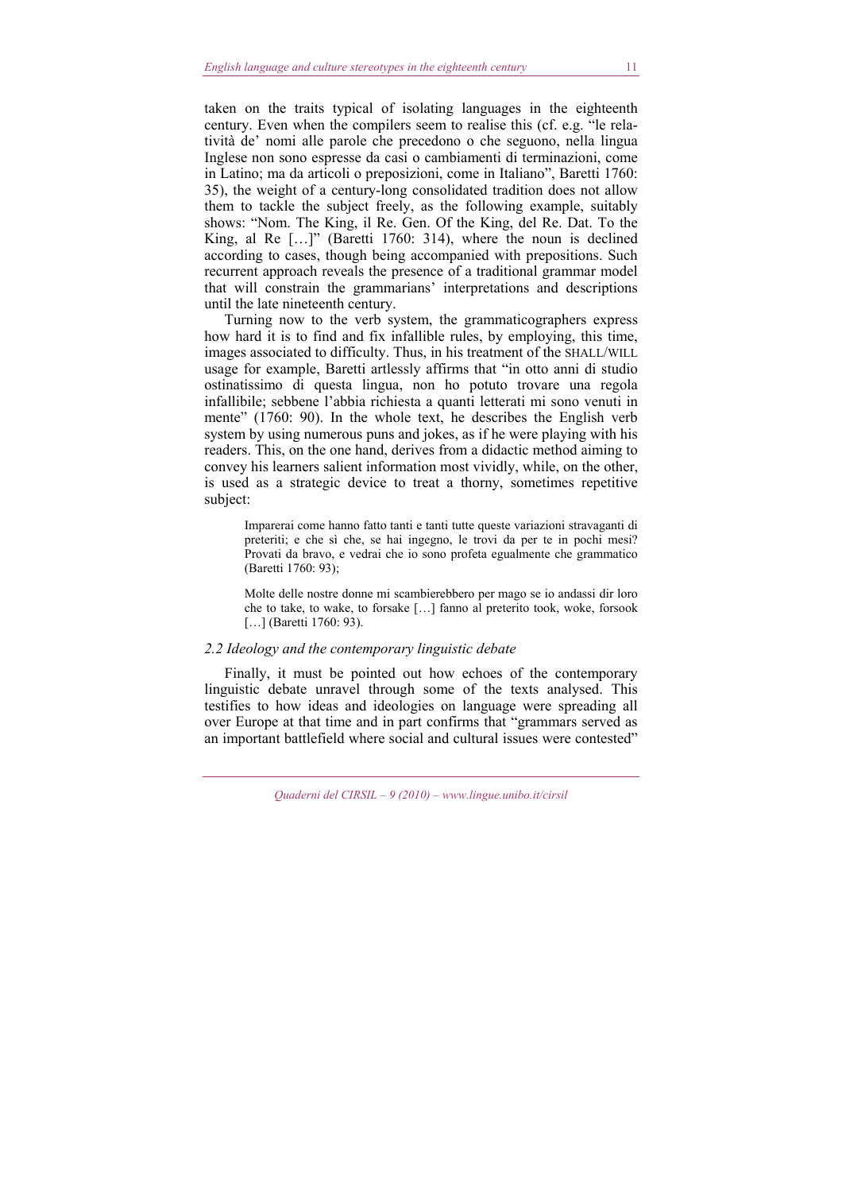taken on the traits typical of isolating languages in the eighteenth century. Even when the compilers seem to realise this (cf. e.g. "le relatività de' nomi alle parole che precedono o che seguono, nella lingua Inglese non sono espresse da casi o cambiamenti di terminazioni, come in Latino; ma da articoli o preposizioni, come in Italiano", Baretti 1760: 35), the weight of a century-long consolidated tradition does not allow them to tackle the subject freely, as the following example, suitably shows: "Nom. The King, il Re. Gen. Of the King, del Re. Dat. To the King, al Re […]" (Baretti 1760: 314), where the noun is declined according to cases, though being accompanied with prepositions. Such recurrent approach reveals the presence of a traditional grammar model that will constrain the grammarians' interpretations and descriptions until the late nineteenth century.

Turning now to the verb system, the grammaticographers express how hard it is to find and fix infallible rules, by employing, this time, images associated to difficulty. Thus, in his treatment of the SHALL/WILL usage for example, Baretti artlessly affirms that "in otto anni di studio ostinatissimo di questa lingua, non ho potuto trovare una regola infallibile; sebbene l'abbia richiesta a quanti letterati mi sono venuti in mente" (1760: 90). In the whole text, he describes the English verb system by using numerous puns and jokes, as if he were playing with his readers. This, on the one hand, derives from a didactic method aiming to convey his learners salient information most vividly, while, on the other, is used as a strategic device to treat a thorny, sometimes repetitive subject:

> Imparerai come hanno fatto tanti e tanti tutte queste variazioni stravaganti di preteriti; e che sì che, se hai ingegno, le trovi da per te in pochi mesi? Provati da bravo, e vedrai che io sono profeta egualmente che grammatico (Baretti 1760: 93);

> Molte delle nostre donne mi scambierebbero per mago se io andassi dir loro che to take, to wake, to forsake […] fanno al preterito took, woke, forsook […] (Baretti 1760: 93).

### *2.2 Ideology and the contemporary linguistic debate*

Finally, it must be pointed out how echoes of the contemporary linguistic debate unravel through some of the texts analysed. This testifies to how ideas and ideologies on language were spreading all over Europe at that time and in part confirms that "grammars served as an important battlefield where social and cultural issues were contested"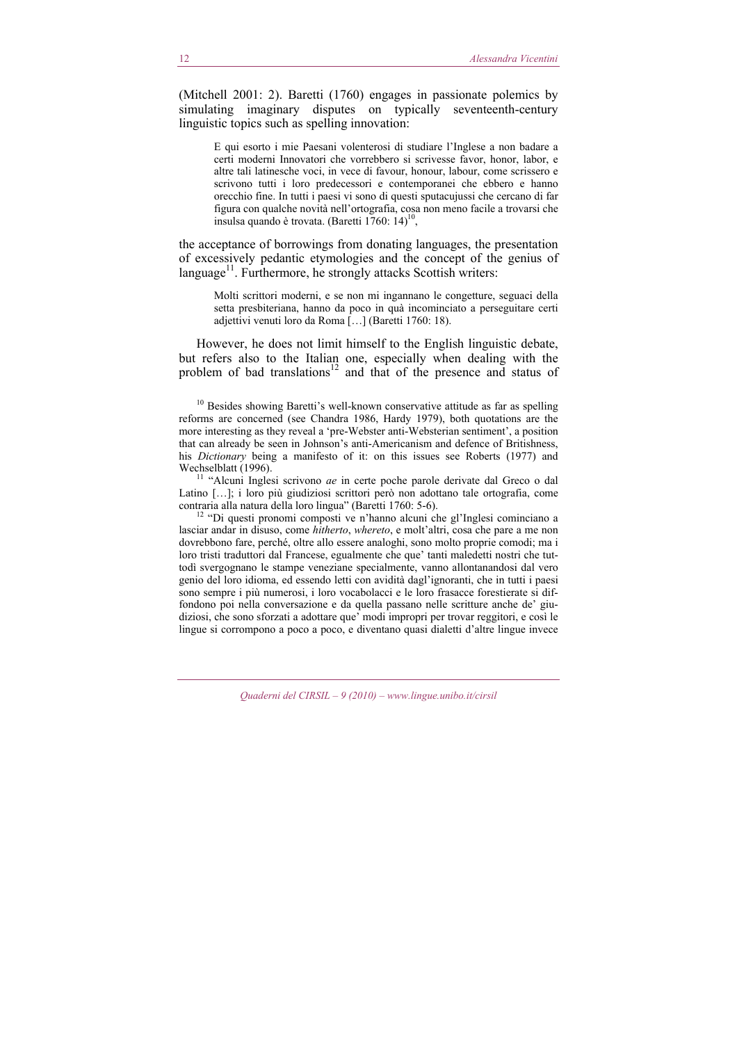(Mitchell 2001: 2). Baretti (1760) engages in passionate polemics by simulating imaginary disputes on typically seventeenth-century linguistic topics such as spelling innovation:

> E qui esorto i mie Paesani volenterosi di studiare l'Inglese a non badare a certi moderni Innovatori che vorrebbero si scrivesse favor, honor, labor, e altre tali latinesche voci, in vece di favour, honour, labour, come scrissero e scrivono tutti i loro predecessori e contemporanei che ebbero e hanno orecchio fine. In tutti i paesi vi sono di questi sputacujussi che cercano di far figura con qualche novità nell'ortografia, cosa non meno facile a trovarsi che insulsa quando è trovata. (Baretti 1760: 14)[10],

the acceptance of borrowings from donating languages, the presentation of excessively pedantic etymologies and the concept of the genius of language[11]. Furthermore, he strongly attacks Scottish writers:

> Molti scrittori moderni, e se non mi ingannano le congetture, seguaci della setta presbiteriana, hanno da poco in quà incominciato a perseguitare certi adjettivi venuti loro da Roma […] (Baretti 1760: 18).

However, he does not limit himself to the English linguistic debate, but refers also to the Italian one, especially when dealing with the problem of bad translations[12] and that of the presence and status of

[10] Besides showing Baretti's well-known conservative attitude as far as spelling reforms are concerned (see Chandra 1986, Hardy 1979), both quotations are the more interesting as they reveal a 'pre-Webster anti-Websterian sentiment', a position that can already be seen in Johnson's anti-Americanism and defence of Britishness, his *Dictionary* being a manifesto of it: on this issues see Roberts (1977) and Wechselblatt (1996).

[11] "Alcuni Inglesi scrivono *ae* in certe poche parole derivate dal Greco o dal Latino […]; i loro più giudiziosi scrittori però non adottano tale ortografia, come contraria alla natura della loro lingua" (Baretti 1760: 5-6).

[12] "Di questi pronomi composti ve n'hanno alcuni che gl'Inglesi cominciano a lasciar andar in disuso, come *hitherto*, *whereto*, e molt'altri, cosa che pare a me non dovrebbono fare, perché, oltre allo essere analoghi, sono molto proprie comodi; ma i loro tristi traduttori dal Francese, egualmente che que' tanti maledetti nostri che tuttodì svergognano le stampe veneziane specialmente, vanno allontanandosi dal vero genio del loro idioma, ed essendo letti con avidità dagl'ignoranti, che in tutti i paesi sono sempre i più numerosi, i loro vocabolacci e le loro frasacce forestierate si diffondono poi nella conversazione e da quella passano nelle scritture anche de' giudiziosi, che sono sforzati a adottare que' modi impropri per trovar reggitori, e così le lingue si corrompono a poco a poco, e diventano quasi dialetti d'altre lingue invece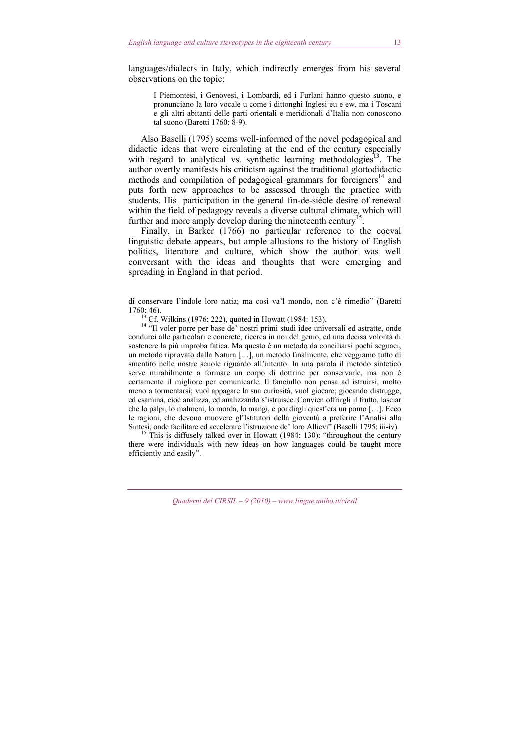languages/dialects in Italy, which indirectly emerges from his several observations on the topic:

> I Piemontesi, i Genovesi, i Lombardi, ed i Furlani hanno questo suono, e pronunciano la loro vocale u come i dittonghi Inglesi eu e ew, ma i Toscani e gli altri abitanti delle parti orientali e meridionali d'Italia non conoscono tal suono (Baretti 1760: 8-9).

Also Baselli (1795) seems well-informed of the novel pedagogical and didactic ideas that were circulating at the end of the century especially with regard to analytical vs. synthetic learning methodologies[13]. The author overtly manifests his criticism against the traditional glottodidactic methods and compilation of pedagogical grammars for foreigners[14] and puts forth new approaches to be assessed through the practice with students. His participation in the general fin-de-siècle desire of renewal within the field of pedagogy reveals a diverse cultural climate, which will further and more amply develop during the nineteenth century[15].

Finally, in Barker (1766) no particular reference to the coeval linguistic debate appears, but ample allusions to the history of English politics, literature and culture, which show the author was well conversant with the ideas and thoughts that were emerging and spreading in England in that period.

---

di conservare l'indole loro natia; ma così va'l mondo, non c'è rimedio" (Baretti 1760: 46).

[13] Cf. Wilkins (1976: 222), quoted in Howatt (1984: 153).

[14] "Il voler porre per base de' nostri primi studi idee universali ed astratte, onde condurci alle particolari e concrete, ricerca in noi del genio, ed una decisa volontà di sostenere la più improba fatica. Ma questo è un metodo da conciliarsi pochi seguaci, un metodo riprovato dalla Natura […], un metodo finalmente, che veggiamo tutto dì smentito nelle nostre scuole riguardo all'intento. In una parola il metodo sintetico serve mirabilmente a formare un corpo di dottrine per conservarle, ma non è certamente il migliore per comunicarle. Il fanciullo non pensa ad istruirsi, molto meno a tormentarsi; vuol appagare la sua curiosità, vuol giocare; giocando distrugge, ed esamina, cioè analizza, ed analizzando s'istruisce. Convien offrirgli il frutto, lasciar che lo palpi, lo malmeni, lo morda, lo mangi, e poi dirgli quest'era un pomo […]. Ecco le ragioni, che devono muovere gl'Istitutori della gioventù a preferire l'Analisi alla Sintesi, onde facilitare ed accelerare l'istruzione de' loro Allievi" (Baselli 1795: iii-iv).

[15] This is diffusely talked over in Howatt (1984: 130): "throughout the century there were individuals with new ideas on how languages could be taught more efficiently and easily".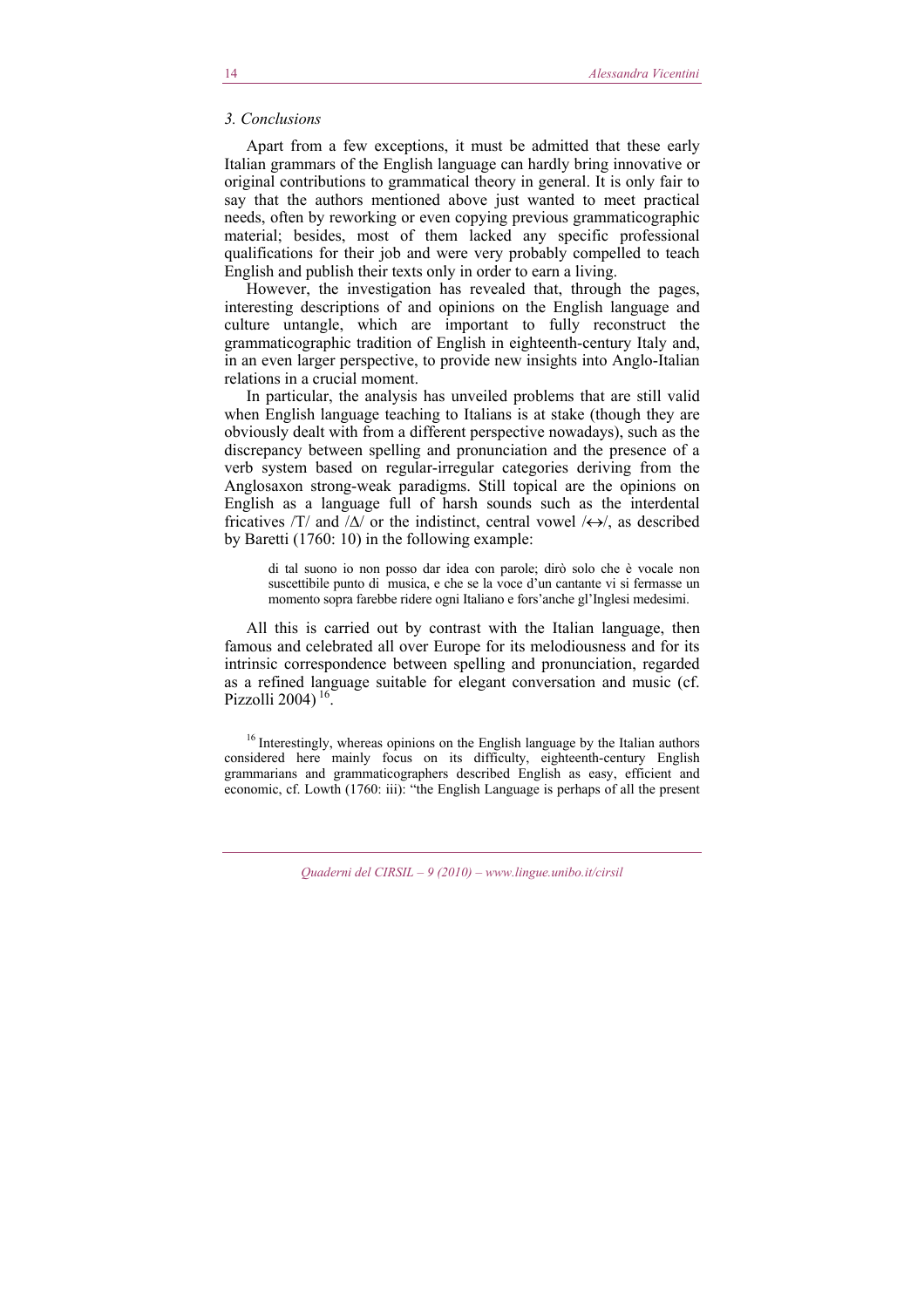### 3. Conclusions

Apart from a few exceptions, it must be admitted that these early Italian grammars of the English language can hardly bring innovative or original contributions to grammatical theory in general. It is only fair to say that the authors mentioned above just wanted to meet practical needs, often by reworking or even copying previous grammaticographic material; besides, most of them lacked any specific professional qualifications for their job and were very probably compelled to teach English and publish their texts only in order to earn a living.

However, the investigation has revealed that, through the pages, interesting descriptions of and opinions on the English language and culture untangle, which are important to fully reconstruct the grammaticographic tradition of English in eighteenth-century Italy and, in an even larger perspective, to provide new insights into Anglo-Italian relations in a crucial moment.

In particular, the analysis has unveiled problems that are still valid when English language teaching to Italians is at stake (though they are obviously dealt with from a different perspective nowadays), such as the discrepancy between spelling and pronunciation and the presence of a verb system based on regular-irregular categories deriving from the Anglosaxon strong-weak paradigms. Still topical are the opinions on English as a language full of harsh sounds such as the interdental fricatives /T/ and /Δ/ or the indistinct, central vowel /↔/, as described by Baretti (1760: 10) in the following example:

> di tal suono io non posso dar idea con parole; dirò solo che è vocale non suscettibile punto di musica, e che se la voce d'un cantante vi si fermasse un momento sopra farebbe ridere ogni Italiano e fors'anche gl'Inglesi medesimi.

All this is carried out by contrast with the Italian language, then famous and celebrated all over Europe for its melodiousness and for its intrinsic correspondence between spelling and pronunciation, regarded as a refined language suitable for elegant conversation and music (cf. Pizzolli 2004) [16].

[16] Interestingly, whereas opinions on the English language by the Italian authors considered here mainly focus on its difficulty, eighteenth-century English grammarians and grammaticographers described English as easy, efficient and economic, cf. Lowth (1760: iii): "the English Language is perhaps of all the present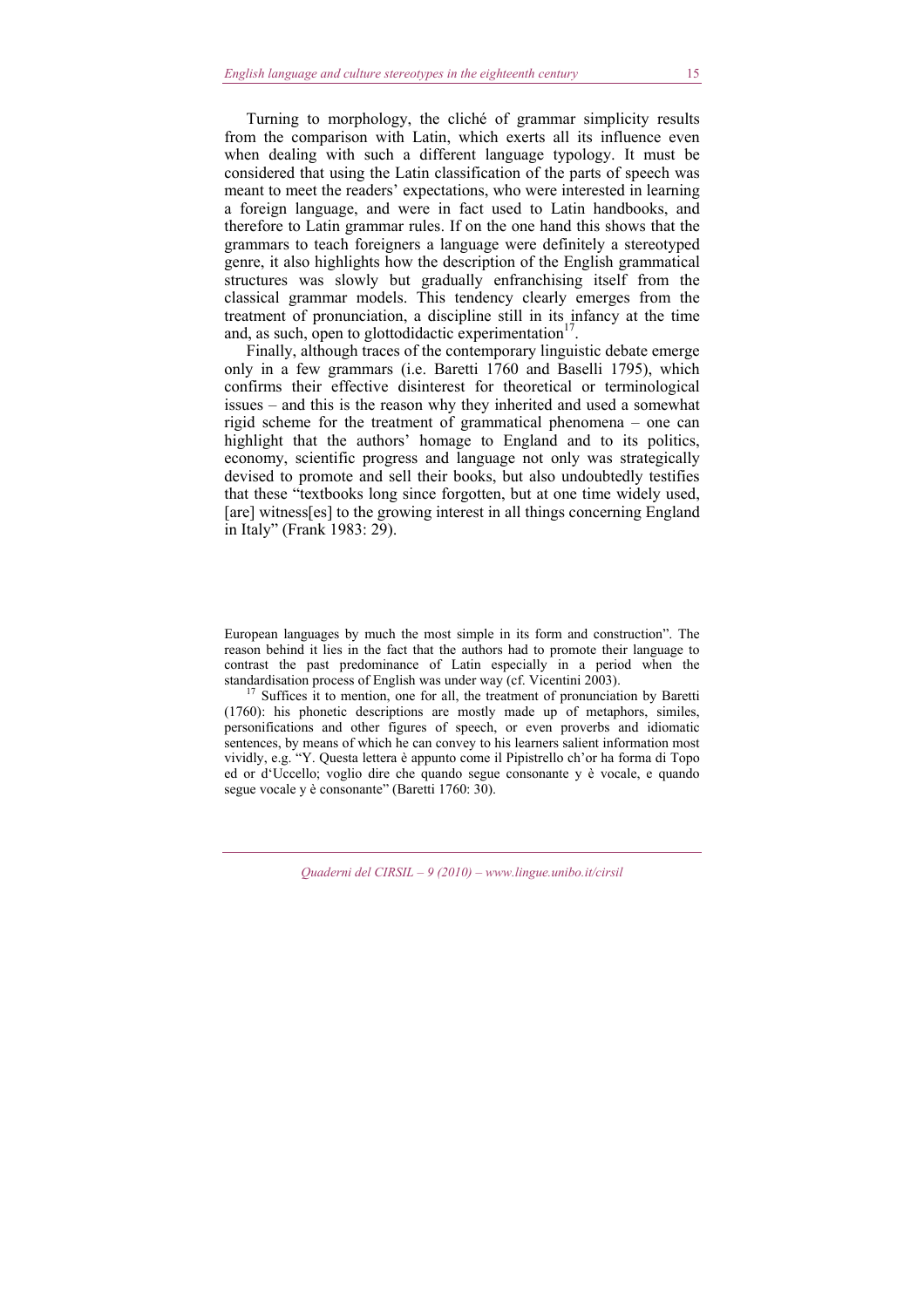Turning to morphology, the cliché of grammar simplicity results from the comparison with Latin, which exerts all its influence even when dealing with such a different language typology. It must be considered that using the Latin classification of the parts of speech was meant to meet the readers' expectations, who were interested in learning a foreign language, and were in fact used to Latin handbooks, and therefore to Latin grammar rules. If on the one hand this shows that the grammars to teach foreigners a language were definitely a stereotyped genre, it also highlights how the description of the English grammatical structures was slowly but gradually enfranchising itself from the classical grammar models. This tendency clearly emerges from the treatment of pronunciation, a discipline still in its infancy at the time and, as such, open to glottodidactic experimentation[17].

Finally, although traces of the contemporary linguistic debate emerge only in a few grammars (i.e. Baretti 1760 and Baselli 1795), which confirms their effective disinterest for theoretical or terminological issues – and this is the reason why they inherited and used a somewhat rigid scheme for the treatment of grammatical phenomena – one can highlight that the authors' homage to England and to its politics, economy, scientific progress and language not only was strategically devised to promote and sell their books, but also undoubtedly testifies that these "textbooks long since forgotten, but at one time widely used, [are] witness[es] to the growing interest in all things concerning England in Italy" (Frank 1983: 29).

---

European languages by much the most simple in its form and construction". The reason behind it lies in the fact that the authors had to promote their language to contrast the past predominance of Latin especially in a period when the standardisation process of English was under way (cf. Vicentini 2003).

[17] Suffices it to mention, one for all, the treatment of pronunciation by Baretti (1760): his phonetic descriptions are mostly made up of metaphors, similes, personifications and other figures of speech, or even proverbs and idiomatic sentences, by means of which he can convey to his learners salient information most vividly, e.g. "Y. Questa lettera è appunto come il Pipistrello ch'or ha forma di Topo ed or d'Uccello; voglio dire che quando segue consonante y è vocale, e quando segue vocale y è consonante" (Baretti 1760: 30).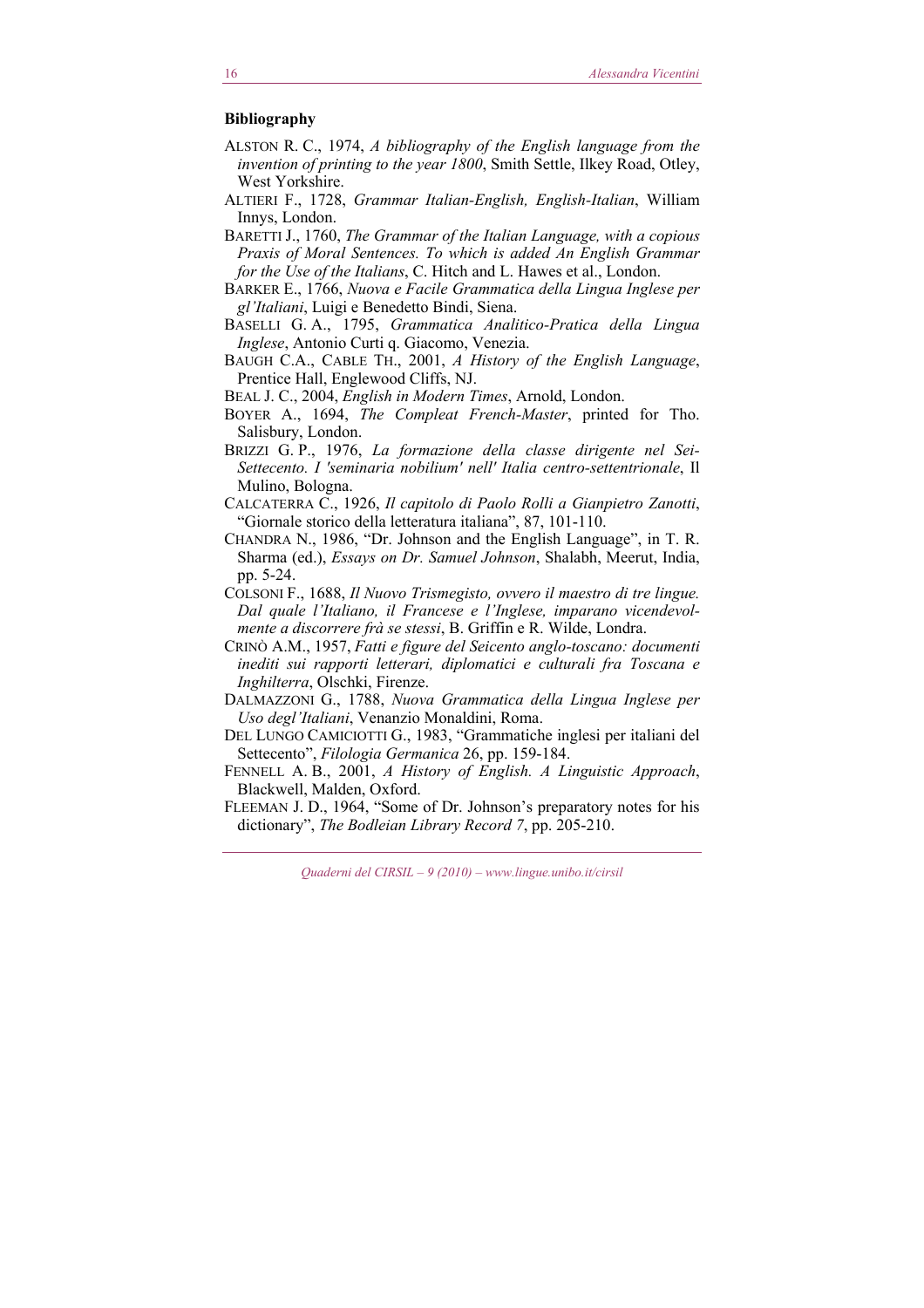## Bibliography

ALSTON R. C., 1974, *A bibliography of the English language from the invention of printing to the year 1800*, Smith Settle, Ilkey Road, Otley, West Yorkshire.

ALTIERI F., 1728, *Grammar Italian-English, English-Italian*, William Innys, London.

BARETTI J., 1760, *The Grammar of the Italian Language, with a copious Praxis of Moral Sentences. To which is added An English Grammar for the Use of the Italians*, C. Hitch and L. Hawes et al., London.

BARKER E., 1766, *Nuova e Facile Grammatica della Lingua Inglese per gl'Italiani*, Luigi e Benedetto Bindi, Siena.

BASELLI G. A., 1795, *Grammatica Analitico-Pratica della Lingua Inglese*, Antonio Curti q. Giacomo, Venezia.

BAUGH C.A., CABLE TH., 2001, *A History of the English Language*, Prentice Hall, Englewood Cliffs, NJ.

BEAL J. C., 2004, *English in Modern Times*, Arnold, London.

BOYER A., 1694, *The Compleat French-Master*, printed for Tho. Salisbury, London.

BRIZZI G. P., 1976, *La formazione della classe dirigente nel Sei-Settecento. I 'seminaria nobilium' nell' Italia centro-settentrionale*, Il Mulino, Bologna.

CALCATERRA C., 1926, *Il capitolo di Paolo Rolli a Gianpietro Zanotti*, "Giornale storico della letteratura italiana", 87, 101-110.

CHANDRA N., 1986, "Dr. Johnson and the English Language", in T. R. Sharma (ed.), *Essays on Dr. Samuel Johnson*, Shalabh, Meerut, India, pp. 5-24.

COLSONI F., 1688, *Il Nuovo Trismegisto, ovvero il maestro di tre lingue. Dal quale l'Italiano, il Francese e l'Inglese, imparano vicendevolmente a discorrere frà se stessi*, B. Griffin e R. Wilde, Londra.

CRINÒ A.M., 1957, *Fatti e figure del Seicento anglo-toscano: documenti inediti sui rapporti letterari, diplomatici e culturali fra Toscana e Inghilterra*, Olschki, Firenze.

DALMAZZONI G., 1788, *Nuova Grammatica della Lingua Inglese per Uso degl'Italiani*, Venanzio Monaldini, Roma.

DEL LUNGO CAMICIOTTI G., 1983, "Grammatiche inglesi per italiani del Settecento", *Filologia Germanica* 26, pp. 159-184.

FENNELL A. B., 2001, *A History of English. A Linguistic Approach*, Blackwell, Malden, Oxford.

FLEEMAN J. D., 1964, "Some of Dr. Johnson's preparatory notes for his dictionary", *The Bodleian Library Record 7*, pp. 205-210.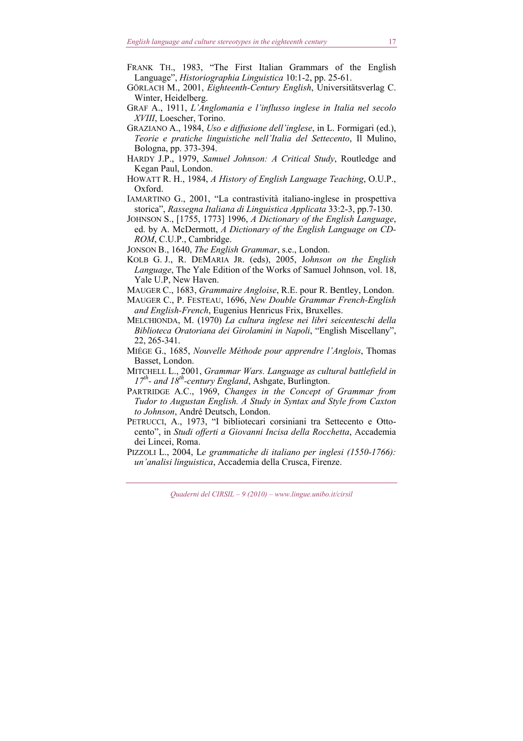FRANK TH., 1983, “The First Italian Grammars of the English Language”, *Historiographia Linguistica* 10:1-2, pp. 25-61.

GÖRLACH M., 2001, *Eighteenth-Century English*, Universitätsverlag C. Winter, Heidelberg.

GRAF A., 1911, *L’Anglomania e l’influsso inglese in Italia nel secolo XVIII*, Loescher, Torino.

GRAZIANO A., 1984, *Uso e diffusione dell’inglese*, in L. Formigari (ed.), *Teorie e pratiche linguistiche nell’Italia del Settecento*, Il Mulino, Bologna, pp. 373-394.

HARDY J.P., 1979, *Samuel Johnson: A Critical Study*, Routledge and Kegan Paul, London.

HOWATT R. H., 1984, *A History of English Language Teaching*, O.U.P., Oxford.

IAMARTINO G., 2001, “La contrastività italiano-inglese in prospettiva storica”, *Rassegna Italiana di Linguistica Applicata* 33:2-3, pp.7-130.

JOHNSON S., [1755, 1773] 1996, *A Dictionary of the English Language*, ed. by A. McDermott, *A Dictionary of the English Language on CD-ROM*, C.U.P., Cambridge.

JONSON B., 1640, *The English Grammar*, s.e., London.

KOLB G. J., R. DEMARIA JR. (eds), 2005, J*ohnson on the English Language*, The Yale Edition of the Works of Samuel Johnson, vol. 18, Yale U.P, New Haven.

MAUGER C., 1683, *Grammaire Angloise*, R.E. pour R. Bentley, London.

MAUGER C., P. FESTEAU, 1696, *New Double Grammar French-English and English-French*, Eugenius Henricus Frix, Bruxelles.

MELCHIONDA, M. (1970) *La cultura inglese nei libri seicenteschi della Biblioteca Oratoriana dei Girolamini in Napoli*, “English Miscellany”, 22, 265-341.

MIÉGE G., 1685, *Nouvelle Méthode pour apprendre l’Anglois*, Thomas Basset, London.

MITCHELL L., 2001, *Grammar Wars. Language as cultural battlefield in 17th- and 18th-century England*, Ashgate, Burlington.

PARTRIDGE A.C., 1969, *Changes in the Concept of Grammar from Tudor to Augustan English. A Study in Syntax and Style from Caxton to Johnson*, André Deutsch, London.

PETRUCCI, A., 1973, “I bibliotecari corsiniani tra Settecento e Ottocento”, in *Studi offerti a Giovanni Incisa della Rocchetta*, Accademia dei Lincei, Roma.

PIZZOLI L., 2004, L*e grammatiche di italiano per inglesi (1550-1766): un’analisi linguistica*, Accademia della Crusca, Firenze.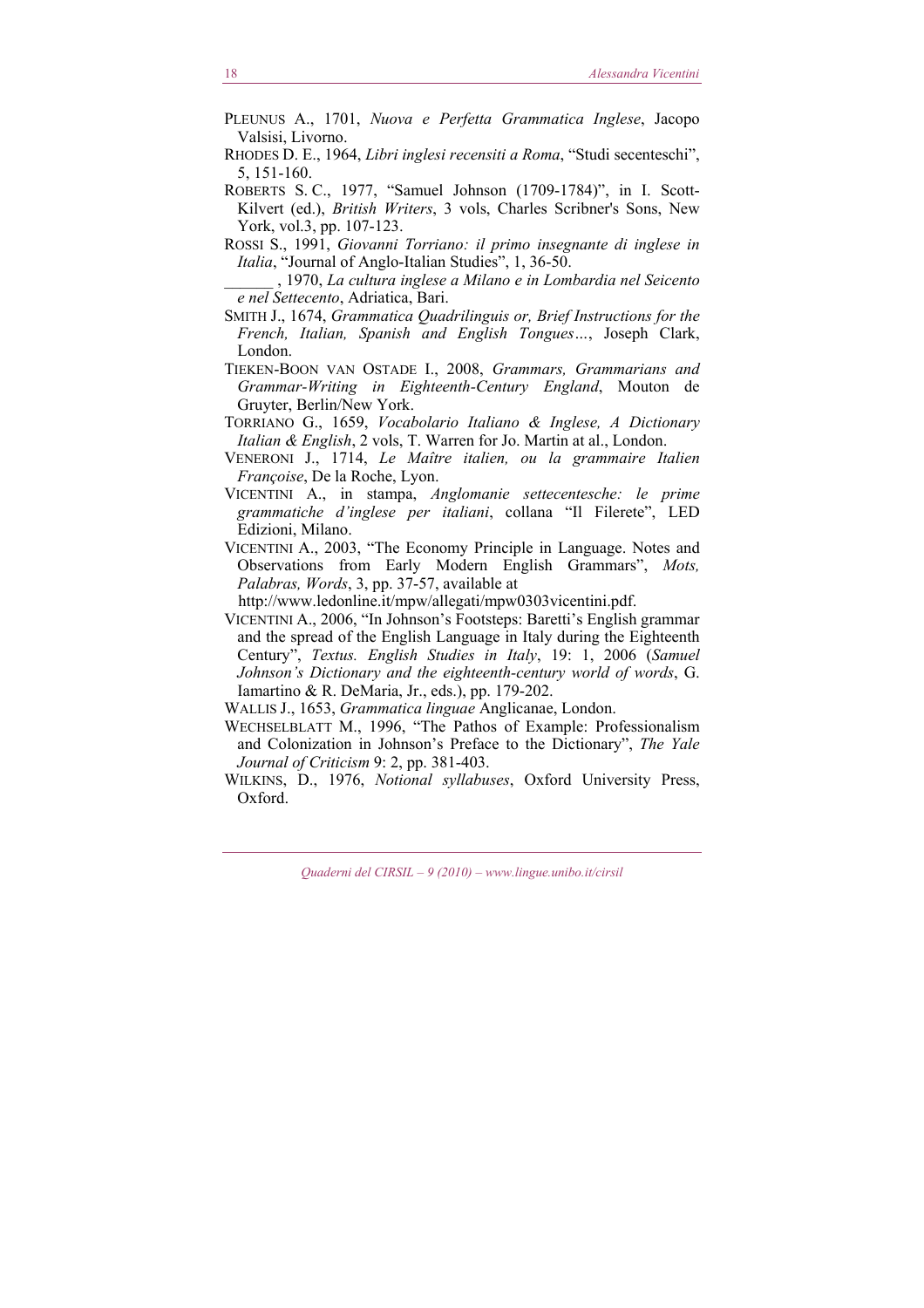PLEUNUS A., 1701, *Nuova e Perfetta Grammatica Inglese*, Jacopo Valsisi, Livorno.

RHODES D. E., 1964, *Libri inglesi recensiti a Roma*, "Studi secenteschi", 5, 151-160.

ROBERTS S. C., 1977, "Samuel Johnson (1709-1784)", in I. Scott-Kilvert (ed.), *British Writers*, 3 vols, Charles Scribner's Sons, New York, vol.3, pp. 107-123.

ROSSI S., 1991, *Giovanni Torriano: il primo insegnante di inglese in Italia*, "Journal of Anglo-Italian Studies", 1, 36-50.

______ , 1970, *La cultura inglese a Milano e in Lombardia nel Seicento e nel Settecento*, Adriatica, Bari.

SMITH J., 1674, *Grammatica Quadrilinguis or, Brief Instructions for the French, Italian, Spanish and English Tongues…*, Joseph Clark, London.

TIEKEN-BOON VAN OSTADE I., 2008, *Grammars, Grammarians and Grammar-Writing in Eighteenth-Century England*, Mouton de Gruyter, Berlin/New York.

TORRIANO G., 1659, *Vocabolario Italiano & Inglese, A Dictionary Italian & English*, 2 vols, T. Warren for Jo. Martin at al., London.

VENERONI J., 1714, *Le Maître italien, ou la grammaire Italien Françoise*, De la Roche, Lyon.

VICENTINI A., in stampa, *Anglomanie settecentesche: le prime grammatiche d'inglese per italiani*, collana "Il Filerete", LED Edizioni, Milano.

VICENTINI A., 2003, "The Economy Principle in Language. Notes and Observations from Early Modern English Grammars", *Mots, Palabras, Words*, 3, pp. 37-57, available at http://www.ledonline.it/mpw/allegati/mpw0303vicentini.pdf.

VICENTINI A., 2006, "In Johnson's Footsteps: Baretti's English grammar and the spread of the English Language in Italy during the Eighteenth Century", *Textus. English Studies in Italy*, 19: 1, 2006 (*Samuel Johnson's Dictionary and the eighteenth-century world of words*, G. Iamartino & R. DeMaria, Jr., eds.), pp. 179-202.

WALLIS J., 1653, *Grammatica linguae* Anglicanae, London.

WECHSELBLATT M., 1996, "The Pathos of Example: Professionalism and Colonization in Johnson's Preface to the Dictionary", *The Yale Journal of Criticism* 9: 2, pp. 381-403.

WILKINS, D., 1976, *Notional syllabuses*, Oxford University Press, Oxford.